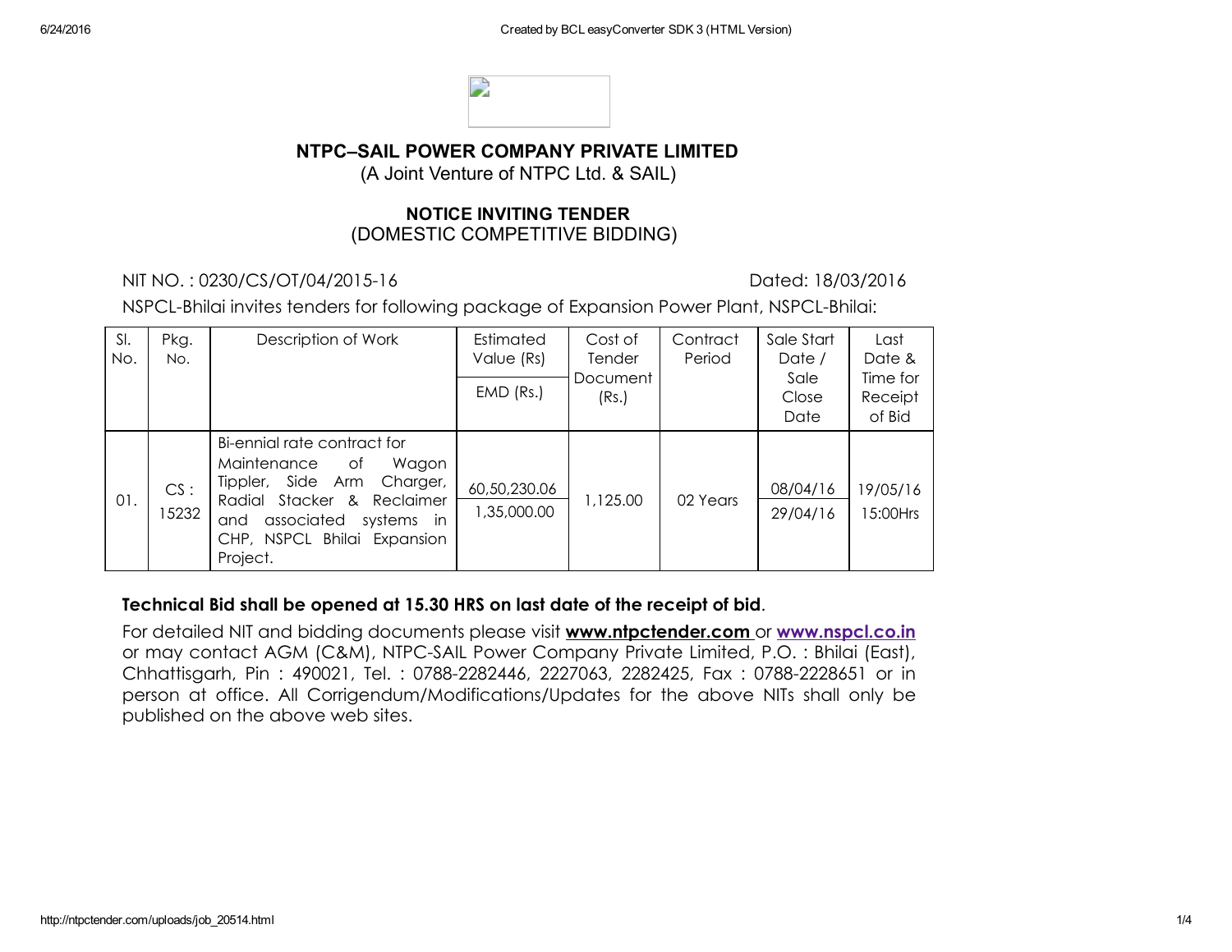## NTPC–SAIL POWER COMPANY PRIVATE LIMITED

(A Joint Venture of NTPC Ltd. & SAIL)

### NOTICE INVITING TENDER

(DOMESTIC COMPETITIVE BIDDING)

NIT NO. : 0230/CS/OT/04/2015-16 Dated: 18/03/2016

NSPCL-Bhilai invites tenders for following package of Expansion Power Plant, NSPCL-Bhilai:

| Sl. No. | Pkg. No. | Description of Work | Estimated Value (Rs) / EMD (Rs.) | Cost of Tender Document (Rs.) | Contract Period | Sale Start Date / Sale Close Date | Last Date & Time for Receipt of Bid |
|---|---|---|---|---|---|---|---|
| 01. | CS : 15232 | Bi-ennial rate contract for Maintenance of Wagon Tippler, Side Arm Charger, Radial Stacker & Reclaimer and associated systems in CHP, NSPCL Bhilai Expansion Project. | 60,50,230.06 / 1,35,000.00 | 1,125.00 | 02 Years | 08/04/16 / 29/04/16 | 19/05/16 15:00Hrs |

**Technical Bid shall be opened at 15.30 HRS on last date of the receipt of bid**.

For detailed NIT and bidding documents please visit **www.ntpctender.com** or **www.nspcl.co.in** or may contact AGM (C&M), NTPC-SAIL Power Company Private Limited, P.O. : Bhilai (East), Chhattisgarh, Pin : 490021, Tel. : 0788-2282446, 2227063, 2282425, Fax : 0788-2228651 or in person at office. All Corrigendum/Modifications/Updates for the above NITs shall only be published on the above web sites.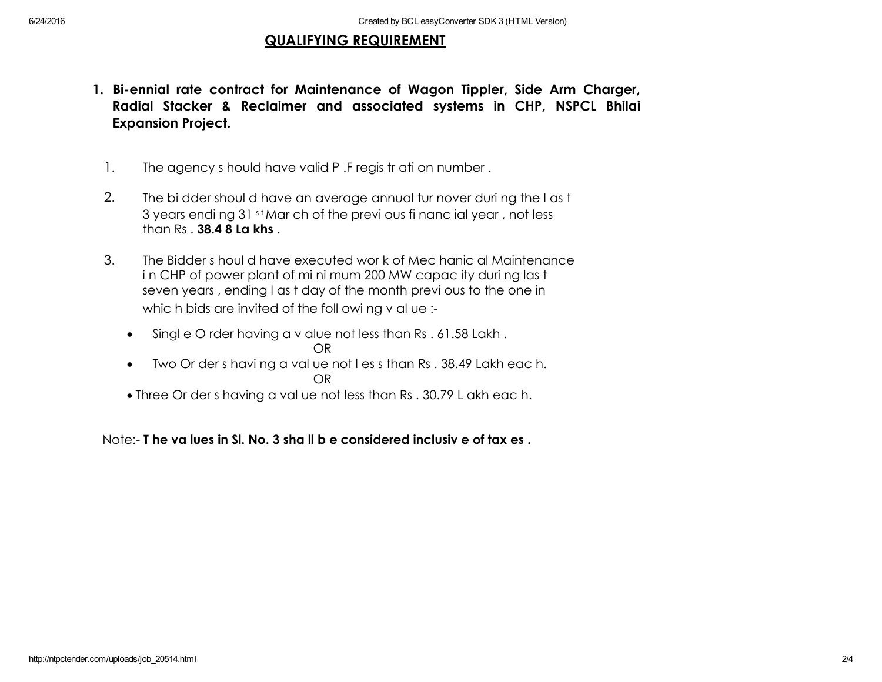## QUALIFYING REQUIREMENT

**1. Bi-ennial rate contract for Maintenance of Wagon Tippler, Side Arm Charger, Radial Stacker & Reclaimer and associated systems in CHP, NSPCL Bhilai Expansion Project.**

1. The agency should have valid P.F registration number.

2. The bidder should have an average annual turnover during the last 3 years ending 31st March of the previous financial year, not less than Rs. **38.48 Lakhs**.

3. The Bidder should have executed work of Mechanical Maintenance in CHP of power plant of minimum 200 MW capacity during last seven years, ending last day of the month previous to the one in which bids are invited of the following value :-

   - Single Order having a value not less than Rs. 61.58 Lakh.

     OR

   - Two Orders having a value not less than Rs. 38.49 Lakh each.

     OR

   - Three Orders having a value not less than Rs. 30.79 Lakh each.

Note:- **The values in Sl. No. 3 shall be considered inclusive of taxes.**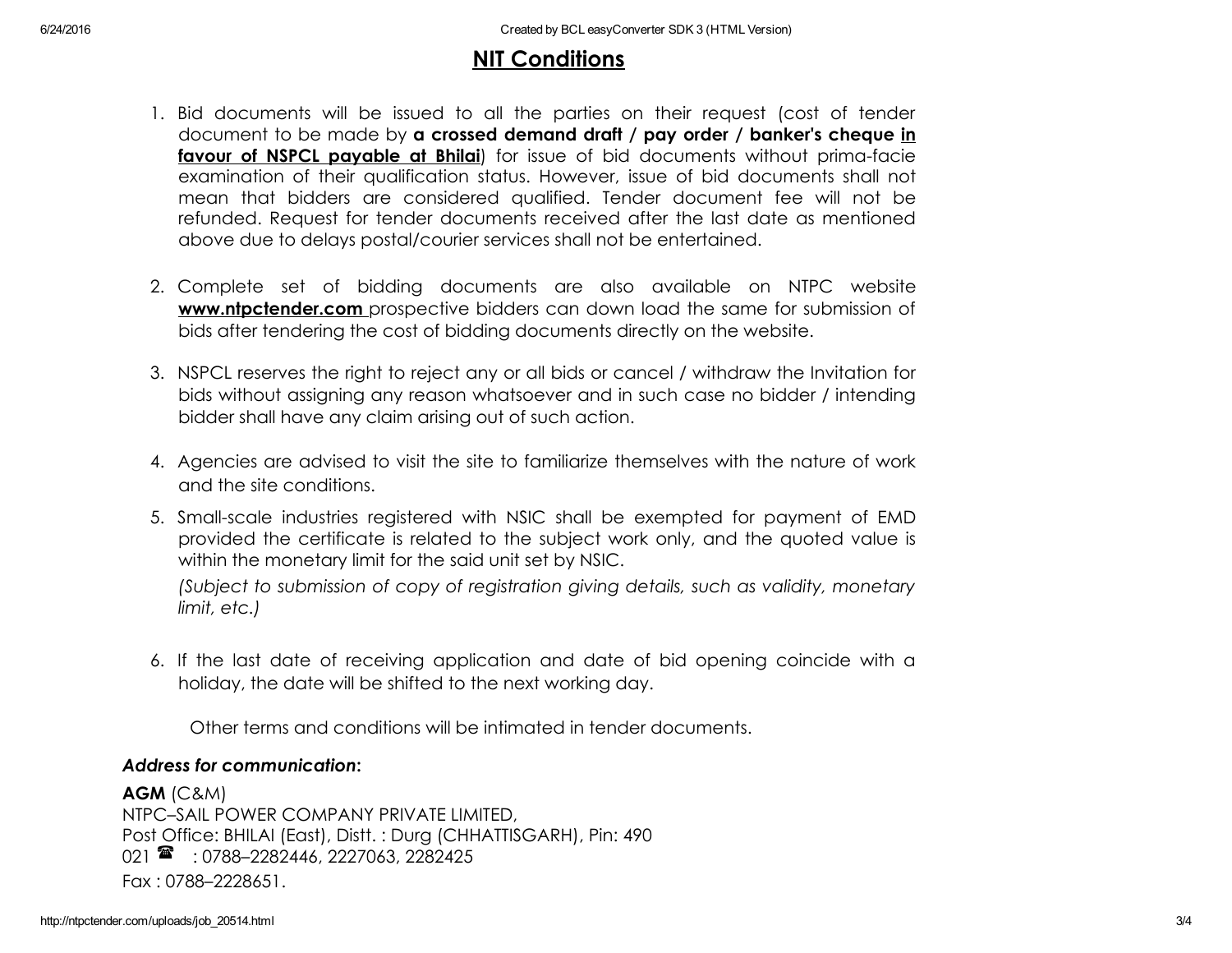## NIT Conditions

1. Bid documents will be issued to all the parties on their request (cost of tender document to be made by **a crossed demand draft / pay order / banker's cheque in favour of NSPCL payable at Bhilai**) for issue of bid documents without prima-facie examination of their qualification status. However, issue of bid documents shall not mean that bidders are considered qualified. Tender document fee will not be refunded. Request for tender documents received after the last date as mentioned above due to delays postal/courier services shall not be entertained.

2. Complete set of bidding documents are also available on NTPC website **www.ntpctender.com** prospective bidders can down load the same for submission of bids after tendering the cost of bidding documents directly on the website.

3. NSPCL reserves the right to reject any or all bids or cancel / withdraw the Invitation for bids without assigning any reason whatsoever and in such case no bidder / intending bidder shall have any claim arising out of such action.

4. Agencies are advised to visit the site to familiarize themselves with the nature of work and the site conditions.

5. Small-scale industries registered with NSIC shall be exempted for payment of EMD provided the certificate is related to the subject work only, and the quoted value is within the monetary limit for the said unit set by NSIC.

   *(Subject to submission of copy of registration giving details, such as validity, monetary limit, etc.)*

6. If the last date of receiving application and date of bid opening coincide with a holiday, the date will be shifted to the next working day.

Other terms and conditions will be intimated in tender documents.

***Address for communication:***

**AGM** (C&M)
NTPC–SAIL POWER COMPANY PRIVATE LIMITED,
Post Office: BHILAI (East), Distt. : Durg (CHHATTISGARH), Pin: 490 021 ☎ : 0788–2282446, 2227063, 2282425
Fax : 0788–2228651.